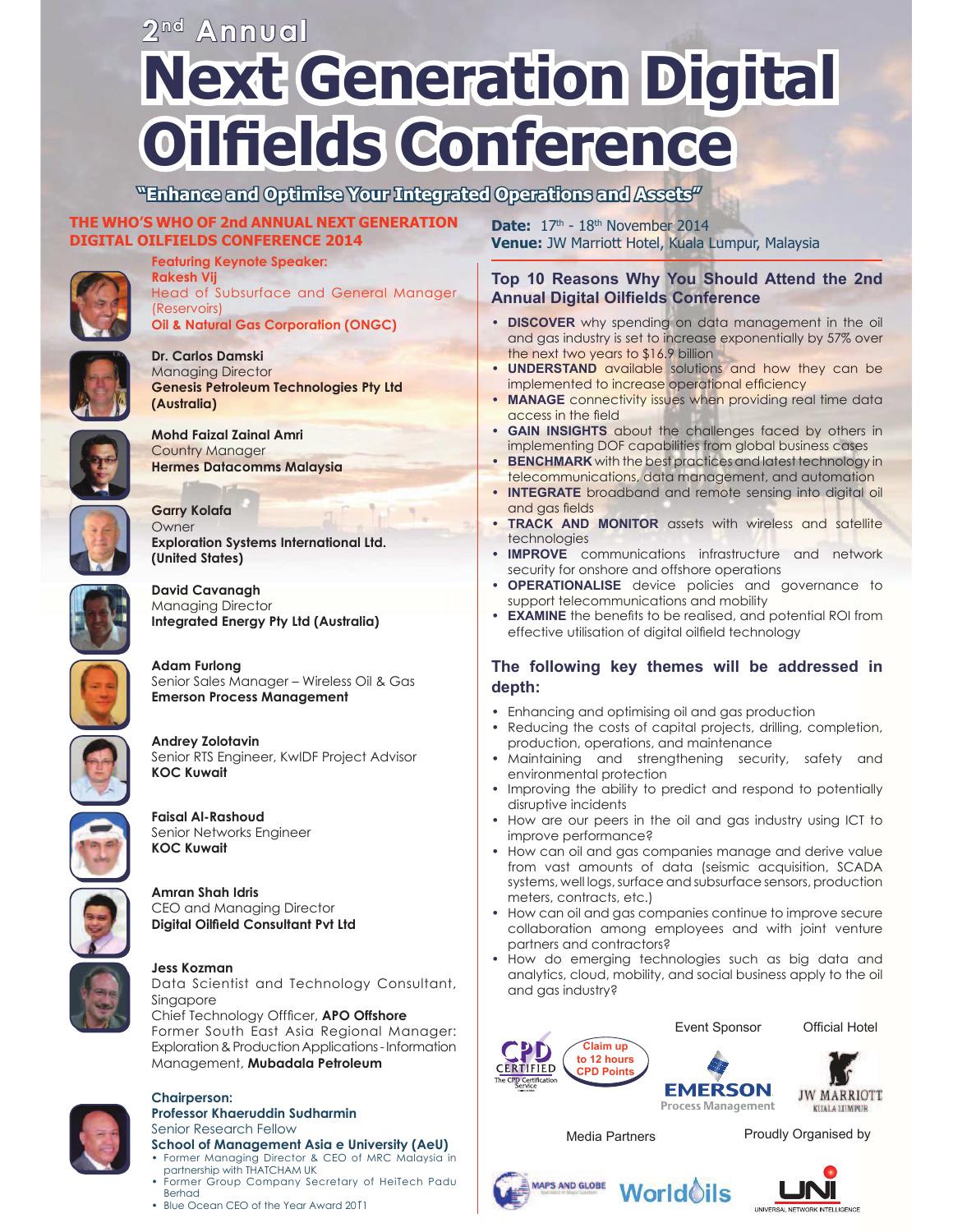# 2nd Annual Next Generation Digital Oilfields Conference

## "Enhance and Optimise Your Integrated Operations and Assets"

**THE WHO'S WHO OF 2nd ANNUAL NEXT GENERATION DIGITAL OILFIELDS CONFERENCE 2014**

**Featuring Keynote Speaker:**
**Rakesh Vij**
Head of Subsurface and General Manager (Reservoirs)
**Oil & Natural Gas Corporation (ONGC)**

**Dr. Carlos Damski**
Managing Director
**Genesis Petroleum Technologies Pty Ltd (Australia)**

**Mohd Faizal Zainal Amri**
Country Manager
**Hermes Datacomms Malaysia**

**Garry Kolafa**
Owner
**Exploration Systems International Ltd. (United States)**

**David Cavanagh**
Managing Director
**Integrated Energy Pty Ltd (Australia)**

**Adam Furlong**
Senior Sales Manager – Wireless Oil & Gas
**Emerson Process Management**

**Andrey Zolotavin**
Senior RTS Engineer, KwIDF Project Advisor
**KOC Kuwait**

**Faisal Al-Rashoud**
Senior Networks Engineer
**KOC Kuwait**

**Amran Shah Idris**
CEO and Managing Director
**Digital Oilfield Consultant Pvt Ltd**

**Jess Kozman**
Data Scientist and Technology Consultant, Singapore
Chief Technology Offficer, **APO Offshore**
Former South East Asia Regional Manager: Exploration & Production Applications - Information Management, **Mubadala Petroleum**

**Chairperson:**
**Professor Khaeruddin Sudharmin**
Senior Research Fellow
**School of Management Asia e University (AeU)**

- Former Managing Director & CEO of MRC Malaysia in partnership with THATCHAM UK
- Former Group Company Secretary of HeiTech Padu Berhad
- Blue Ocean CEO of the Year Award 2011

**Date:** 17th - 18th November 2014
**Venue:** JW Marriott Hotel, Kuala Lumpur, Malaysia

### Top 10 Reasons Why You Should Attend the 2nd Annual Digital Oilfields Conference

- **DISCOVER** why spending on data management in the oil and gas industry is set to increase exponentially by 57% over the next two years to $16.9 billion
- **UNDERSTAND** available solutions and how they can be implemented to increase operational efficiency
- **MANAGE** connectivity issues when providing real time data access in the field
- **GAIN INSIGHTS** about the challenges faced by others in implementing DOF capabilities from global business cases
- **BENCHMARK** with the best practices and latest technology in telecommunications, data management, and automation
- **INTEGRATE** broadband and remote sensing into digital oil and gas fields
- **TRACK AND MONITOR** assets with wireless and satellite technologies
- **IMPROVE** communications infrastructure and network security for onshore and offshore operations
- **OPERATIONALISE** device policies and governance to support telecommunications and mobility
- **EXAMINE** the benefits to be realised, and potential ROI from effective utilisation of digital oilfield technology

### The following key themes will be addressed in depth:

- Enhancing and optimising oil and gas production
- Reducing the costs of capital projects, drilling, completion, production, operations, and maintenance
- Maintaining and strengthening security, safety and environmental protection
- Improving the ability to predict and respond to potentially disruptive incidents
- How are our peers in the oil and gas industry using ICT to improve performance?
- How can oil and gas companies manage and derive value from vast amounts of data (seismic acquisition, SCADA systems, well logs, surface and subsurface sensors, production meters, contracts, etc.)
- How can oil and gas companies continue to improve secure collaboration among employees and with joint venture partners and contractors?
- How do emerging technologies such as big data and analytics, cloud, mobility, and social business apply to the oil and gas industry?

CPD CERTIFIED — The CPD Certification Service — Claim up to 12 hours CPD Points

Event Sponsor: EMERSON Process Management

Official Hotel: JW MARRIOTT KUALA LUMPUR

Media Partners: MAPS AND GLOBE, WorldOils

Proudly Organised by: UNI — UNIVERSAL NETWORK INTELLIGENCE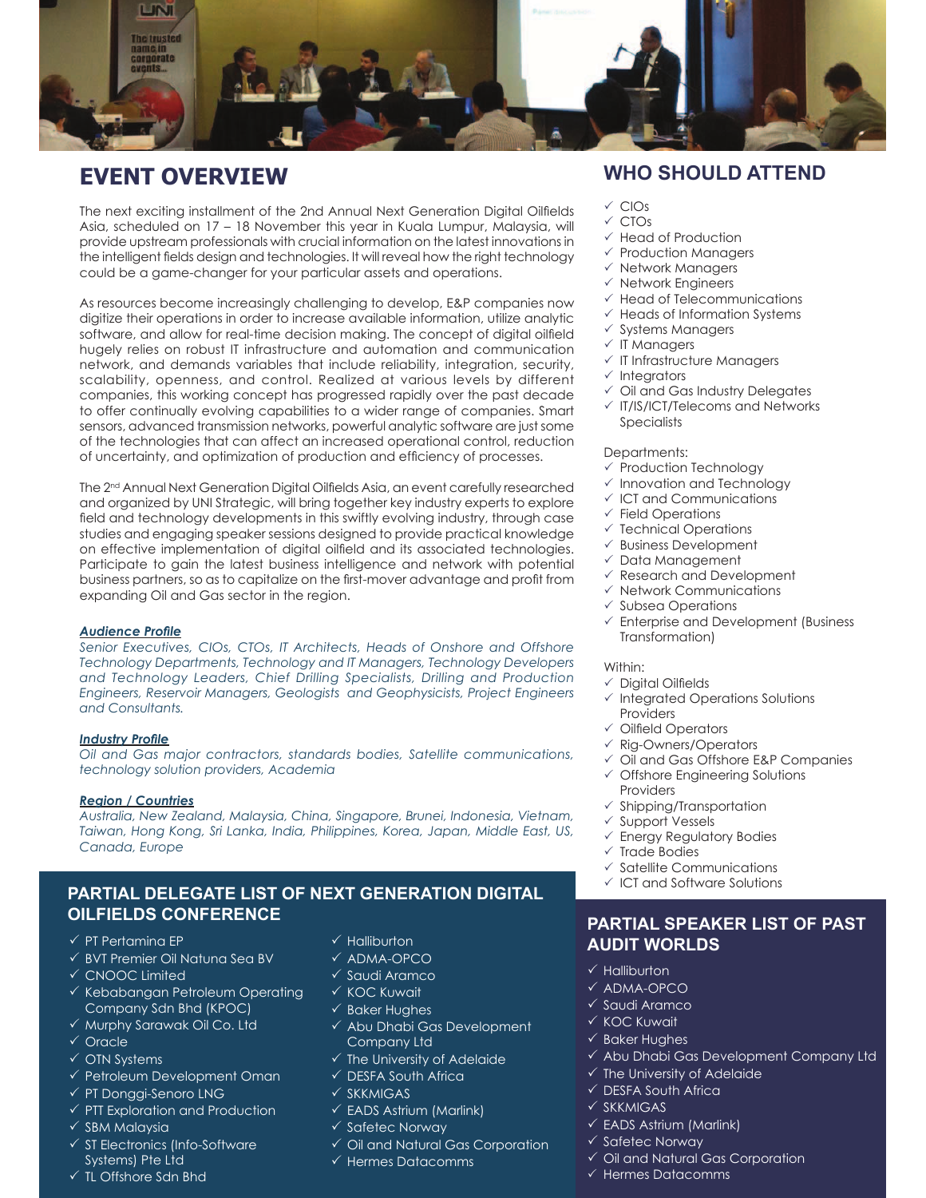## EVENT OVERVIEW

The next exciting installment of the 2nd Annual Next Generation Digital Oilfields Asia, scheduled on 17 – 18 November this year in Kuala Lumpur, Malaysia, will provide upstream professionals with crucial information on the latest innovations in the intelligent fields design and technologies. It will reveal how the right technology could be a game-changer for your particular assets and operations.

As resources become increasingly challenging to develop, E&P companies now digitize their operations in order to increase available information, utilize analytic software, and allow for real-time decision making. The concept of digital oilfield hugely relies on robust IT infrastructure and automation and communication network, and demands variables that include reliability, integration, security, scalability, openness, and control. Realized at various levels by different companies, this working concept has progressed rapidly over the past decade to offer continually evolving capabilities to a wider range of companies. Smart sensors, advanced transmission networks, powerful analytic software are just some of the technologies that can affect an increased operational control, reduction of uncertainty, and optimization of production and efficiency of processes.

The 2nd Annual Next Generation Digital Oilfields Asia, an event carefully researched and organized by UNI Strategic, will bring together key industry experts to explore field and technology developments in this swiftly evolving industry, through case studies and engaging speaker sessions designed to provide practical knowledge on effective implementation of digital oilfield and its associated technologies. Participate to gain the latest business intelligence and network with potential business partners, so as to capitalize on the first-mover advantage and profit from expanding Oil and Gas sector in the region.

***Audience Profile***

*Senior Executives, CIOs, CTOs, IT Architects, Heads of Onshore and Offshore Technology Departments, Technology and IT Managers, Technology Developers and Technology Leaders, Chief Drilling Specialists, Drilling and Production Engineers, Reservoir Managers, Geologists and Geophysicists, Project Engineers and Consultants.*

***Industry Profile***

*Oil and Gas major contractors, standards bodies, Satellite communications, technology solution providers, Academia*

***Region / Countries***

*Australia, New Zealand, Malaysia, China, Singapore, Brunei, Indonesia, Vietnam, Taiwan, Hong Kong, Sri Lanka, India, Philippines, Korea, Japan, Middle East, US, Canada, Europe*

## PARTIAL DELEGATE LIST OF NEXT GENERATION DIGITAL OILFIELDS CONFERENCE

- ✓ PT Pertamina EP
- ✓ BVT Premier Oil Natuna Sea BV
- ✓ CNOOC Limited
- ✓ Kebabangan Petroleum Operating Company Sdn Bhd (KPOC)
- ✓ Murphy Sarawak Oil Co. Ltd
- ✓ Oracle
- ✓ OTN Systems
- ✓ Petroleum Development Oman
- ✓ PT Donggi-Senoro LNG
- ✓ PTT Exploration and Production
- ✓ SBM Malaysia
- ✓ ST Electronics (Info-Software Systems) Pte Ltd
- ✓ TL Offshore Sdn Bhd
- ✓ Halliburton
- ✓ ADMA-OPCO
- ✓ Saudi Aramco
- ✓ KOC Kuwait
- ✓ Baker Hughes
- ✓ Abu Dhabi Gas Development Company Ltd
- ✓ The University of Adelaide
- ✓ DESFA South Africa
- ✓ SKKMIGAS
- ✓ EADS Astrium (Marlink)
- ✓ Safetec Norway
- ✓ Oil and Natural Gas Corporation
- ✓ Hermes Datacomms

## WHO SHOULD ATTEND

- ✓ CIOs
- ✓ CTOs
- ✓ Head of Production
- ✓ Production Managers
- ✓ Network Managers
- ✓ Network Engineers
- ✓ Head of Telecommunications
- ✓ Heads of Information Systems
- ✓ Systems Managers
- ✓ IT Managers
- ✓ IT Infrastructure Managers
- ✓ Integrators
- ✓ Oil and Gas Industry Delegates
- ✓ IT/IS/ICT/Telecoms and Networks Specialists

Departments:

- ✓ Production Technology
- ✓ Innovation and Technology
- ✓ ICT and Communications
- ✓ Field Operations
- ✓ Technical Operations
- ✓ Business Development
- ✓ Data Management
- ✓ Research and Development
- ✓ Network Communications
- ✓ Subsea Operations
- ✓ Enterprise and Development (Business Transformation)

Within:

- ✓ Digital Oilfields
- ✓ Integrated Operations Solutions Providers
- ✓ Oilfield Operators
- ✓ Rig-Owners/Operators
- ✓ Oil and Gas Offshore E&P Companies
- ✓ Offshore Engineering Solutions Providers
- ✓ Shipping/Transportation
- ✓ Support Vessels
- ✓ Energy Regulatory Bodies
- ✓ Trade Bodies
- ✓ Satellite Communications
- ✓ ICT and Software Solutions

## PARTIAL SPEAKER LIST OF PAST AUDIT WORLDS

- ✓ Halliburton
- ✓ ADMA-OPCO
- ✓ Saudi Aramco
- ✓ KOC Kuwait
- ✓ Baker Hughes
- ✓ Abu Dhabi Gas Development Company Ltd
- ✓ The University of Adelaide
- ✓ DESFA South Africa
- ✓ SKKMIGAS
- ✓ EADS Astrium (Marlink)
- ✓ Safetec Norway
- ✓ Oil and Natural Gas Corporation
- ✓ Hermes Datacomms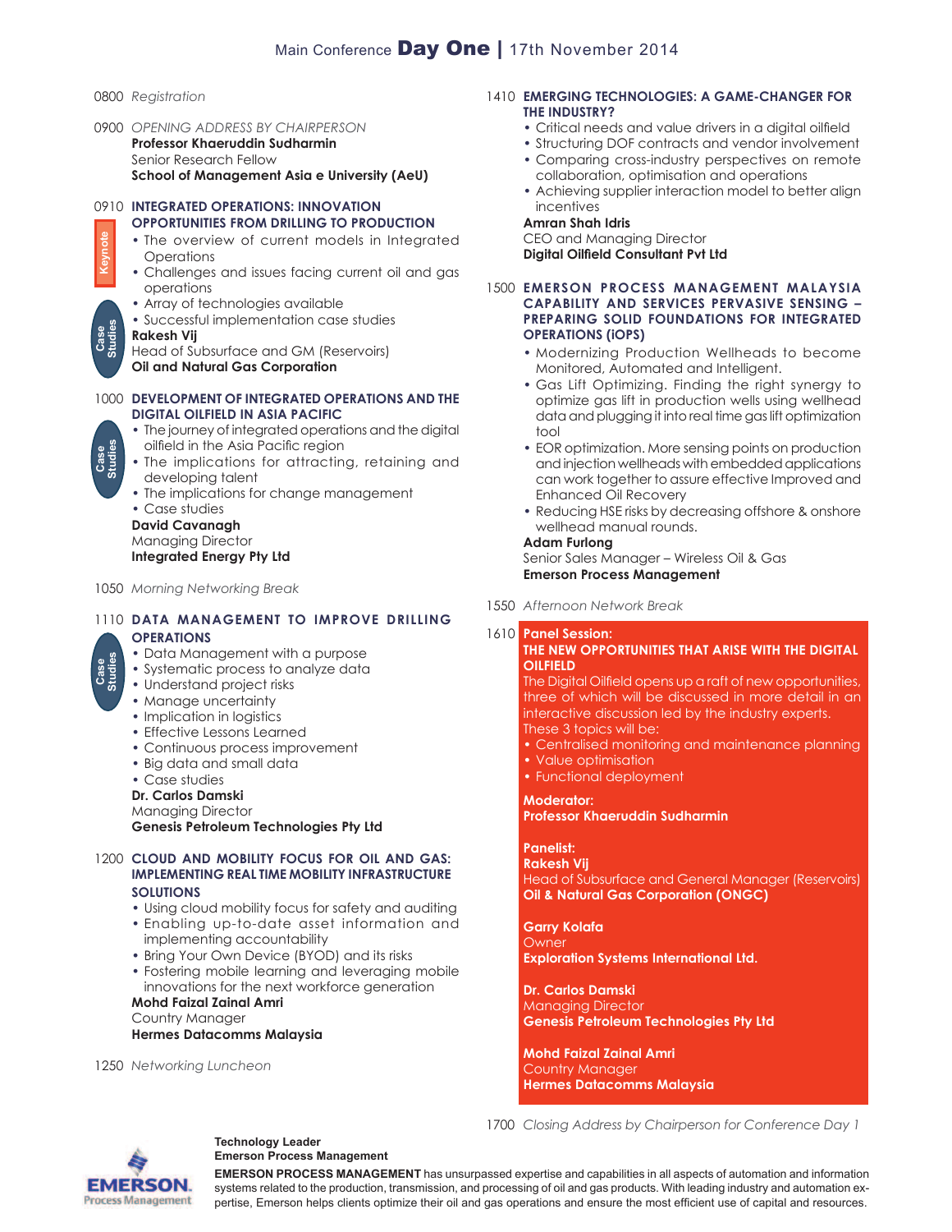# Main Conference **Day One** | 17th November 2014

0800 *Registration*

0900 *OPENING ADDRESS BY CHAIRPERSON*
**Professor Khaeruddin Sudharmin**
Senior Research Fellow
**School of Management Asia e University (AeU)**

0910 **INTEGRATED OPERATIONS: INNOVATION OPPORTUNITIES FROM DRILLING TO PRODUCTION**

Keynote

- The overview of current models in Integrated Operations
- Challenges and issues facing current oil and gas operations
- Array of technologies available
- Successful implementation case studies

Case Studies

**Rakesh Vij**
Head of Subsurface and GM (Reservoirs)
**Oil and Natural Gas Corporation**

1000 **DEVELOPMENT OF INTEGRATED OPERATIONS AND THE DIGITAL OILFIELD IN ASIA PACIFIC**

Case Studies

- The journey of integrated operations and the digital oilfield in the Asia Pacific region
- The implications for attracting, retaining and developing talent
- The implications for change management
- Case studies

**David Cavanagh**
Managing Director
**Integrated Energy Pty Ltd**

1050 *Morning Networking Break*

1110 **DATA MANAGEMENT TO IMPROVE DRILLING OPERATIONS**

Case Studies

- Data Management with a purpose
- Systematic process to analyze data
- Understand project risks
- Manage uncertainty
- Implication in logistics
- Effective Lessons Learned
- Continuous process improvement
- Big data and small data
- Case studies

**Dr. Carlos Damski**
Managing Director
**Genesis Petroleum Technologies Pty Ltd**

1200 **CLOUD AND MOBILITY FOCUS FOR OIL AND GAS: IMPLEMENTING REAL TIME MOBILITY INFRASTRUCTURE SOLUTIONS**

- Using cloud mobility focus for safety and auditing
- Enabling up-to-date asset information and implementing accountability
- Bring Your Own Device (BYOD) and its risks
- Fostering mobile learning and leveraging mobile innovations for the next workforce generation

**Mohd Faizal Zainal Amri**
Country Manager
**Hermes Datacomms Malaysia**

1250 *Networking Luncheon*

1410 **EMERGING TECHNOLOGIES: A GAME-CHANGER FOR THE INDUSTRY?**

- Critical needs and value drivers in a digital oilfield
- Structuring DOF contracts and vendor involvement
- Comparing cross-industry perspectives on remote collaboration, optimisation and operations
- Achieving supplier interaction model to better align incentives

**Amran Shah Idris**
CEO and Managing Director
**Digital Oilfield Consultant Pvt Ltd**

1500 **EMERSON PROCESS MANAGEMENT MALAYSIA CAPABILITY AND SERVICES PERVASIVE SENSING – PREPARING SOLID FOUNDATIONS FOR INTEGRATED OPERATIONS (iOPS)**

- Modernizing Production Wellheads to become Monitored, Automated and Intelligent.
- Gas Lift Optimizing. Finding the right synergy to optimize gas lift in production wells using wellhead data and plugging it into real time gas lift optimization tool
- EOR optimization. More sensing points on production and injection wellheads with embedded applications can work together to assure effective Improved and Enhanced Oil Recovery
- Reducing HSE risks by decreasing offshore & onshore wellhead manual rounds.

**Adam Furlong**
Senior Sales Manager – Wireless Oil & Gas
**Emerson Process Management**

1550 *Afternoon Network Break*

1610 **Panel Session:**
**THE NEW OPPORTUNITIES THAT ARISE WITH THE DIGITAL OILFIELD**

The Digital Oilfield opens up a raft of new opportunities, three of which will be discussed in more detail in an interactive discussion led by the industry experts. These 3 topics will be:

- Centralised monitoring and maintenance planning
- Value optimisation
- Functional deployment

**Moderator:**
**Professor Khaeruddin Sudharmin**

**Panelist:**
**Rakesh Vij**
Head of Subsurface and General Manager (Reservoirs)
**Oil & Natural Gas Corporation (ONGC)**

**Garry Kolafa**
Owner
**Exploration Systems International Ltd.**

**Dr. Carlos Damski**
Managing Director
**Genesis Petroleum Technologies Pty Ltd**

**Mohd Faizal Zainal Amri**
Country Manager
**Hermes Datacomms Malaysia**

1700 *Closing Address by Chairperson for Conference Day 1*

EMERSON. Process Management

**Technology Leader**
**Emerson Process Management**

**EMERSON PROCESS MANAGEMENT** has unsurpassed expertise and capabilities in all aspects of automation and information systems related to the production, transmission, and processing of oil and gas products. With leading industry and automation expertise, Emerson helps clients optimize their oil and gas operations and ensure the most efficient use of capital and resources.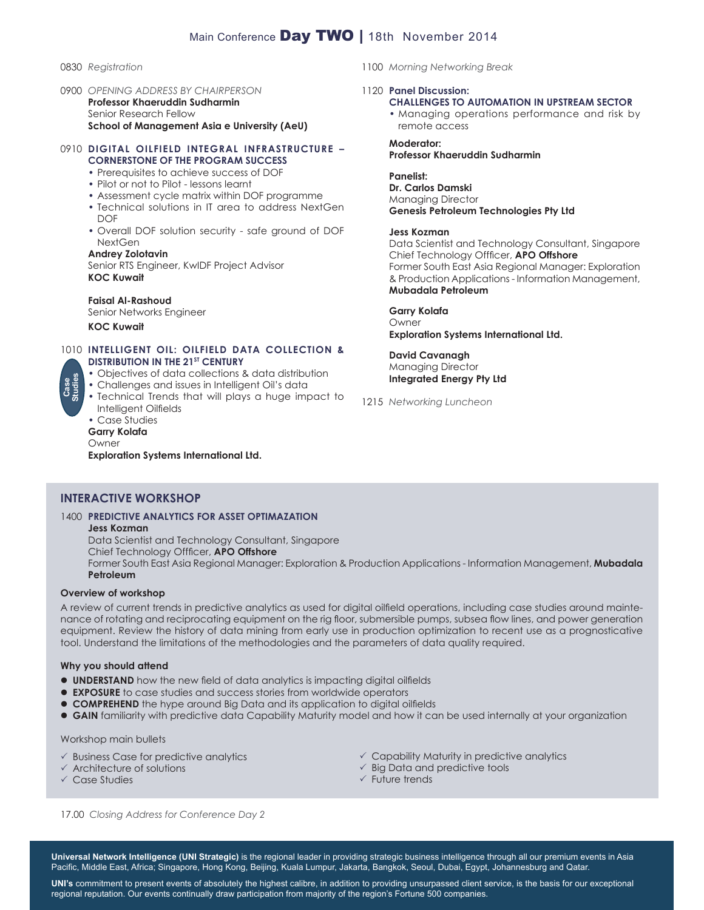# Main Conference **Day TWO** | 18th November 2014

0830 *Registration*

0900 *OPENING ADDRESS BY CHAIRPERSON*
**Professor Khaeruddin Sudharmin**
Senior Research Fellow
**School of Management Asia e University (AeU)**

0910 **DIGITAL OILFIELD INTEGRAL INFRASTRUCTURE – CORNERSTONE OF THE PROGRAM SUCCESS**

- Prerequisites to achieve success of DOF
- Pilot or not to Pilot - lessons learnt
- Assessment cycle matrix within DOF programme
- Technical solutions in IT area to address NextGen DOF
- Overall DOF solution security - safe ground of DOF NextGen

**Andrey Zolotavin**
Senior RTS Engineer, KwIDF Project Advisor
**KOC Kuwait**

**Faisal Al-Rashoud**
Senior Networks Engineer
**KOC Kuwait**

1010 **INTELLIGENT OIL: OILFIELD DATA COLLECTION & DISTRIBUTION IN THE 21ST CENTURY**

Case Studies

- Objectives of data collections & data distribution
- Challenges and issues in Intelligent Oil's data
- Technical Trends that will plays a huge impact to Intelligent Oilfields
- Case Studies

**Garry Kolafa**
Owner
**Exploration Systems International Ltd.**

1100 *Morning Networking Break*

1120 **Panel Discussion:**
**CHALLENGES TO AUTOMATION IN UPSTREAM SECTOR**

- Managing operations performance and risk by remote access

**Moderator:**
**Professor Khaeruddin Sudharmin**

**Panelist:**
**Dr. Carlos Damski**
Managing Director
**Genesis Petroleum Technologies Pty Ltd**

**Jess Kozman**
Data Scientist and Technology Consultant, Singapore
Chief Technology Offficer, **APO Offshore**
Former South East Asia Regional Manager: Exploration & Production Applications - Information Management, **Mubadala Petroleum**

**Garry Kolafa**
Owner
**Exploration Systems International Ltd.**

**David Cavanagh**
Managing Director
**Integrated Energy Pty Ltd**

1215 *Networking Luncheon*

## INTERACTIVE WORKSHOP

1400 **PREDICTIVE ANALYTICS FOR ASSET OPTIMAZATION**
**Jess Kozman**
Data Scientist and Technology Consultant, Singapore
Chief Technology Offficer, **APO Offshore**
Former South East Asia Regional Manager: Exploration & Production Applications - Information Management, **Mubadala Petroleum**

### Overview of workshop

A review of current trends in predictive analytics as used for digital oilfield operations, including case studies around maintenance of rotating and reciprocating equipment on the rig floor, submersible pumps, subsea flow lines, and power generation equipment. Review the history of data mining from early use in production optimization to recent use as a prognosticative tool. Understand the limitations of the methodologies and the parameters of data quality required.

### Why you should attend

- **UNDERSTAND** how the new field of data analytics is impacting digital oilfields
- **EXPOSURE** to case studies and success stories from worldwide operators
- **COMPREHEND** the hype around Big Data and its application to digital oilfields
- **GAIN** familiarity with predictive data Capability Maturity model and how it can be used internally at your organization

Workshop main bullets

- ✓ Business Case for predictive analytics
- ✓ Architecture of solutions
- ✓ Case Studies
- ✓ Capability Maturity in predictive analytics
- ✓ Big Data and predictive tools
- ✓ Future trends

17.00 *Closing Address for Conference Day 2*

**Universal Network Intelligence (UNI Strategic)** is the regional leader in providing strategic business intelligence through all our premium events in Asia Pacific, Middle East, Africa; Singapore, Hong Kong, Beijing, Kuala Lumpur, Jakarta, Bangkok, Seoul, Dubai, Egypt, Johannesburg and Qatar.

**UNI's** commitment to present events of absolutely the highest calibre, in addition to providing unsurpassed client service, is the basis for our exceptional regional reputation. Our events continually draw participation from majority of the region's Fortune 500 companies.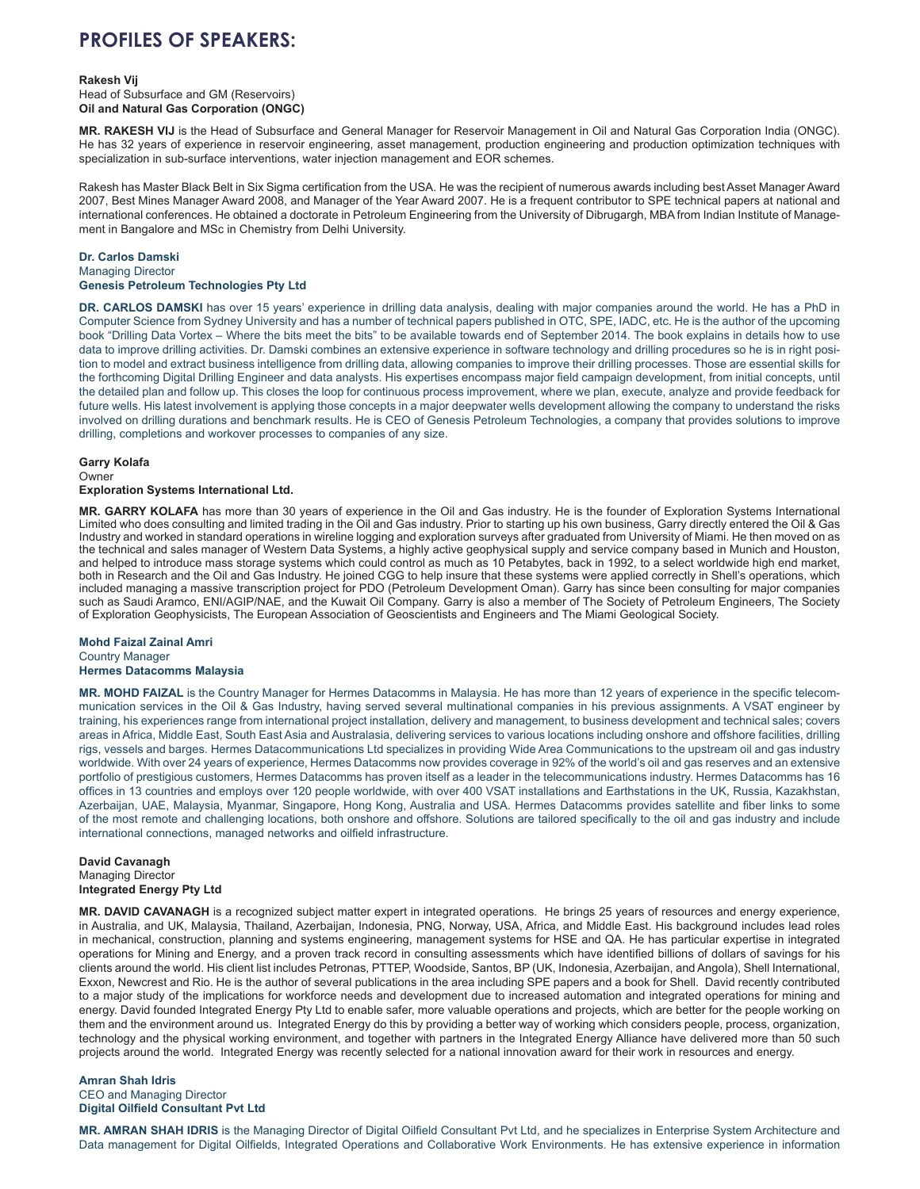# PROFILES OF SPEAKERS:

**Rakesh Vij**
Head of Subsurface and GM (Reservoirs)
**Oil and Natural Gas Corporation (ONGC)**

**MR. RAKESH VIJ** is the Head of Subsurface and General Manager for Reservoir Management in Oil and Natural Gas Corporation India (ONGC). He has 32 years of experience in reservoir engineering, asset management, production engineering and production optimization techniques with specialization in sub-surface interventions, water injection management and EOR schemes.

Rakesh has Master Black Belt in Six Sigma certification from the USA. He was the recipient of numerous awards including best Asset Manager Award 2007, Best Mines Manager Award 2008, and Manager of the Year Award 2007. He is a frequent contributor to SPE technical papers at national and international conferences. He obtained a doctorate in Petroleum Engineering from the University of Dibrugargh, MBA from Indian Institute of Management in Bangalore and MSc in Chemistry from Delhi University.

**Dr. Carlos Damski**
Managing Director
**Genesis Petroleum Technologies Pty Ltd**

**DR. CARLOS DAMSKI** has over 15 years' experience in drilling data analysis, dealing with major companies around the world. He has a PhD in Computer Science from Sydney University and has a number of technical papers published in OTC, SPE, IADC, etc. He is the author of the upcoming book "Drilling Data Vortex – Where the bits meet the bits" to be available towards end of September 2014. The book explains in details how to use data to improve drilling activities. Dr. Damski combines an extensive experience in software technology and drilling procedures so he is in right position to model and extract business intelligence from drilling data, allowing companies to improve their drilling processes. Those are essential skills for the forthcoming Digital Drilling Engineer and data analysts. His expertises encompass major field campaign development, from initial concepts, until the detailed plan and follow up. This closes the loop for continuous process improvement, where we plan, execute, analyze and provide feedback for future wells. His latest involvement is applying those concepts in a major deepwater wells development allowing the company to understand the risks involved on drilling durations and benchmark results. He is CEO of Genesis Petroleum Technologies, a company that provides solutions to improve drilling, completions and workover processes to companies of any size.

**Garry Kolafa**
Owner
**Exploration Systems International Ltd.**

**MR. GARRY KOLAFA** has more than 30 years of experience in the Oil and Gas industry. He is the founder of Exploration Systems International Limited who does consulting and limited trading in the Oil and Gas industry. Prior to starting up his own business, Garry directly entered the Oil & Gas Industry and worked in standard operations in wireline logging and exploration surveys after graduated from University of Miami. He then moved on as the technical and sales manager of Western Data Systems, a highly active geophysical supply and service company based in Munich and Houston, and helped to introduce mass storage systems which could control as much as 10 Petabytes, back in 1992, to a select worldwide high end market, both in Research and the Oil and Gas Industry. He joined CGG to help insure that these systems were applied correctly in Shell's operations, which included managing a massive transcription project for PDO (Petroleum Development Oman). Garry has since been consulting for major companies such as Saudi Aramco, ENI/AGIP/NAE, and the Kuwait Oil Company. Garry is also a member of The Society of Petroleum Engineers, The Society of Exploration Geophysicists, The European Association of Geoscientists and Engineers and The Miami Geological Society.

**Mohd Faizal Zainal Amri**
Country Manager
**Hermes Datacomms Malaysia**

**MR. MOHD FAIZAL** is the Country Manager for Hermes Datacomms in Malaysia. He has more than 12 years of experience in the specific telecommunication services in the Oil & Gas Industry, having served several multinational companies in his previous assignments. A VSAT engineer by training, his experiences range from international project installation, delivery and management, to business development and technical sales; covers areas in Africa, Middle East, South East Asia and Australasia, delivering services to various locations including onshore and offshore facilities, drilling rigs, vessels and barges. Hermes Datacommunications Ltd specializes in providing Wide Area Communications to the upstream oil and gas industry worldwide. With over 24 years of experience, Hermes Datacomms now provides coverage in 92% of the world's oil and gas reserves and an extensive portfolio of prestigious customers, Hermes Datacomms has proven itself as a leader in the telecommunications industry. Hermes Datacomms has 16 offices in 13 countries and employs over 120 people worldwide, with over 400 VSAT installations and Earthstations in the UK, Russia, Kazakhstan, Azerbaijan, UAE, Malaysia, Myanmar, Singapore, Hong Kong, Australia and USA. Hermes Datacomms provides satellite and fiber links to some of the most remote and challenging locations, both onshore and offshore. Solutions are tailored specifically to the oil and gas industry and include international connections, managed networks and oilfield infrastructure.

**David Cavanagh**
Managing Director
**Integrated Energy Pty Ltd**

**MR. DAVID CAVANAGH** is a recognized subject matter expert in integrated operations. He brings 25 years of resources and energy experience, in Australia, and UK, Malaysia, Thailand, Azerbaijan, Indonesia, PNG, Norway, USA, Africa, and Middle East. His background includes lead roles in mechanical, construction, planning and systems engineering, management systems for HSE and QA. He has particular expertise in integrated operations for Mining and Energy, and a proven track record in consulting assessments which have identified billions of dollars of savings for his clients around the world. His client list includes Petronas, PTTEP, Woodside, Santos, BP (UK, Indonesia, Azerbaijan, and Angola), Shell International, Exxon, Newcrest and Rio. He is the author of several publications in the area including SPE papers and a book for Shell. David recently contributed to a major study of the implications for workforce needs and development due to increased automation and integrated operations for mining and energy. David founded Integrated Energy Pty Ltd to enable safer, more valuable operations and projects, which are better for the people working on them and the environment around us. Integrated Energy do this by providing a better way of working which considers people, process, organization, technology and the physical working environment, and together with partners in the Integrated Energy Alliance have delivered more than 50 such projects around the world. Integrated Energy was recently selected for a national innovation award for their work in resources and energy.

**Amran Shah Idris**
CEO and Managing Director
**Digital Oilfield Consultant Pvt Ltd**

**MR. AMRAN SHAH IDRIS** is the Managing Director of Digital Oilfield Consultant Pvt Ltd, and he specializes in Enterprise System Architecture and Data management for Digital Oilfields, Integrated Operations and Collaborative Work Environments. He has extensive experience in information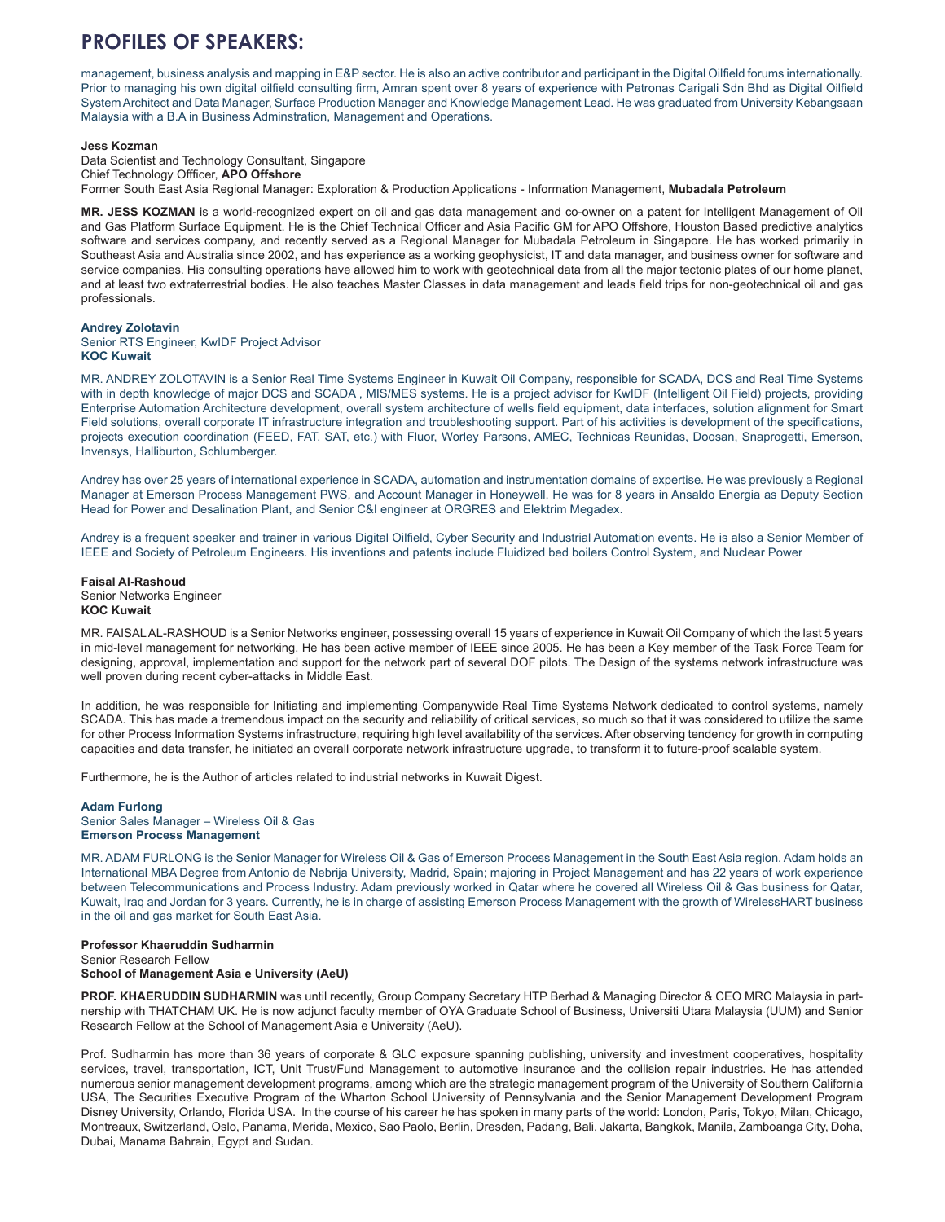# PROFILES OF SPEAKERS:

management, business analysis and mapping in E&P sector. He is also an active contributor and participant in the Digital Oilfield forums internationally. Prior to managing his own digital oilfield consulting firm, Amran spent over 8 years of experience with Petronas Carigali Sdn Bhd as Digital Oilfield System Architect and Data Manager, Surface Production Manager and Knowledge Management Lead. He was graduated from University Kebangsaan Malaysia with a B.A in Business Adminstration, Management and Operations.

**Jess Kozman**
Data Scientist and Technology Consultant, Singapore
Chief Technology Offficer, **APO Offshore**
Former South East Asia Regional Manager: Exploration & Production Applications - Information Management, **Mubadala Petroleum**

**MR. JESS KOZMAN** is a world-recognized expert on oil and gas data management and co-owner on a patent for Intelligent Management of Oil and Gas Platform Surface Equipment. He is the Chief Technical Officer and Asia Pacific GM for APO Offshore, Houston Based predictive analytics software and services company, and recently served as a Regional Manager for Mubadala Petroleum in Singapore. He has worked primarily in Southeast Asia and Australia since 2002, and has experience as a working geophysicist, IT and data manager, and business owner for software and service companies. His consulting operations have allowed him to work with geotechnical data from all the major tectonic plates of our home planet, and at least two extraterrestrial bodies. He also teaches Master Classes in data management and leads field trips for non-geotechnical oil and gas professionals.

**Andrey Zolotavin**
Senior RTS Engineer, KwIDF Project Advisor
**KOC Kuwait**

MR. ANDREY ZOLOTAVIN is a Senior Real Time Systems Engineer in Kuwait Oil Company, responsible for SCADA, DCS and Real Time Systems with in depth knowledge of major DCS and SCADA , MIS/MES systems. He is a project advisor for KwIDF (Intelligent Oil Field) projects, providing Enterprise Automation Architecture development, overall system architecture of wells field equipment, data interfaces, solution alignment for Smart Field solutions, overall corporate IT infrastructure integration and troubleshooting support. Part of his activities is development of the specifications, projects execution coordination (FEED, FAT, SAT, etc.) with Fluor, Worley Parsons, AMEC, Technicas Reunidas, Doosan, Snaprogetti, Emerson, Invensys, Halliburton, Schlumberger.

Andrey has over 25 years of international experience in SCADA, automation and instrumentation domains of expertise. He was previously a Regional Manager at Emerson Process Management PWS, and Account Manager in Honeywell. He was for 8 years in Ansaldo Energia as Deputy Section Head for Power and Desalination Plant, and Senior C&I engineer at ORGRES and Elektrim Megadex.

Andrey is a frequent speaker and trainer in various Digital Oilfield, Cyber Security and Industrial Automation events. He is also a Senior Member of IEEE and Society of Petroleum Engineers. His inventions and patents include Fluidized bed boilers Control System, and Nuclear Power

**Faisal Al-Rashoud**
Senior Networks Engineer
**KOC Kuwait**

MR. FAISAL AL-RASHOUD is a Senior Networks engineer, possessing overall 15 years of experience in Kuwait Oil Company of which the last 5 years in mid-level management for networking. He has been active member of IEEE since 2005. He has been a Key member of the Task Force Team for designing, approval, implementation and support for the network part of several DOF pilots. The Design of the systems network infrastructure was well proven during recent cyber-attacks in Middle East.

In addition, he was responsible for Initiating and implementing Companywide Real Time Systems Network dedicated to control systems, namely SCADA. This has made a tremendous impact on the security and reliability of critical services, so much so that it was considered to utilize the same for other Process Information Systems infrastructure, requiring high level availability of the services. After observing tendency for growth in computing capacities and data transfer, he initiated an overall corporate network infrastructure upgrade, to transform it to future-proof scalable system.

Furthermore, he is the Author of articles related to industrial networks in Kuwait Digest.

**Adam Furlong**
Senior Sales Manager – Wireless Oil & Gas
**Emerson Process Management**

MR. ADAM FURLONG is the Senior Manager for Wireless Oil & Gas of Emerson Process Management in the South East Asia region. Adam holds an International MBA Degree from Antonio de Nebrija University, Madrid, Spain; majoring in Project Management and has 22 years of work experience between Telecommunications and Process Industry. Adam previously worked in Qatar where he covered all Wireless Oil & Gas business for Qatar, Kuwait, Iraq and Jordan for 3 years. Currently, he is in charge of assisting Emerson Process Management with the growth of WirelessHART business in the oil and gas market for South East Asia.

**Professor Khaeruddin Sudharmin**
Senior Research Fellow
**School of Management Asia e University (AeU)**

**PROF. KHAERUDDIN SUDHARMIN** was until recently, Group Company Secretary HTP Berhad & Managing Director & CEO MRC Malaysia in partnership with THATCHAM UK. He is now adjunct faculty member of OYA Graduate School of Business, Universiti Utara Malaysia (UUM) and Senior Research Fellow at the School of Management Asia e University (AeU).

Prof. Sudharmin has more than 36 years of corporate & GLC exposure spanning publishing, university and investment cooperatives, hospitality services, travel, transportation, ICT, Unit Trust/Fund Management to automotive insurance and the collision repair industries. He has attended numerous senior management development programs, among which are the strategic management program of the University of Southern California USA, The Securities Executive Program of the Wharton School University of Pennsylvania and the Senior Management Development Program Disney University, Orlando, Florida USA. In the course of his career he has spoken in many parts of the world: London, Paris, Tokyo, Milan, Chicago, Montreaux, Switzerland, Oslo, Panama, Merida, Mexico, Sao Paolo, Berlin, Dresden, Padang, Bali, Jakarta, Bangkok, Manila, Zamboanga City, Doha, Dubai, Manama Bahrain, Egypt and Sudan.